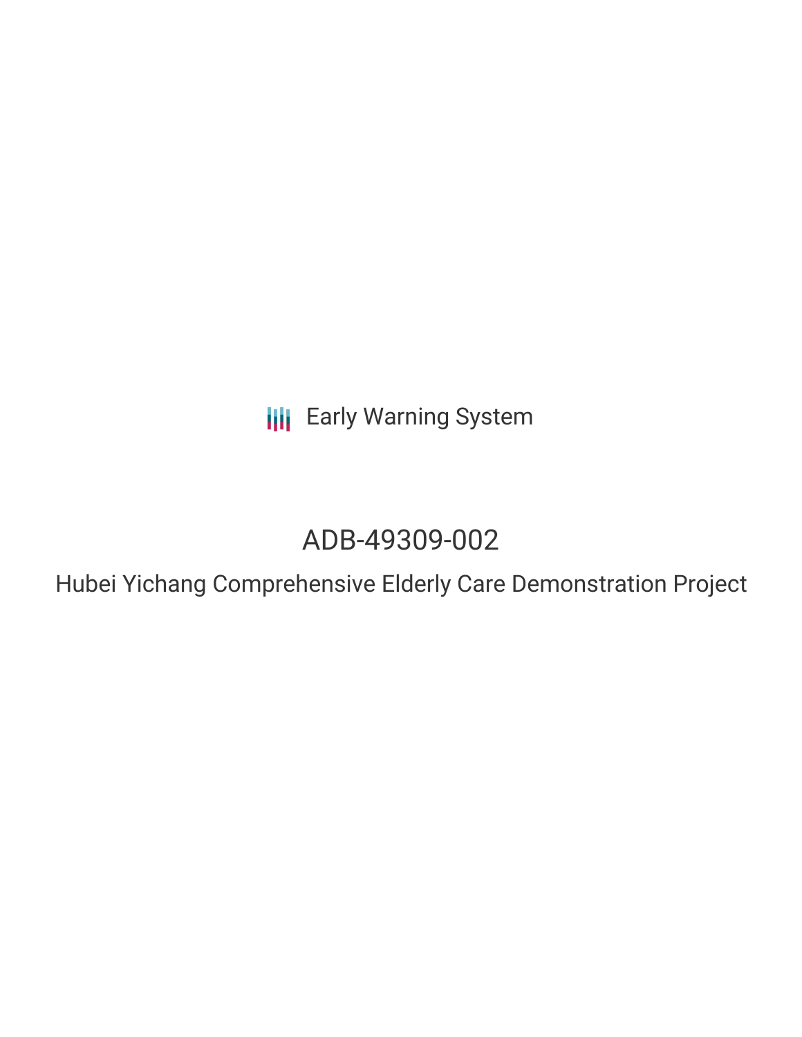Early Warning System

# ADB-49309-002

## Hubei Yichang Comprehensive Elderly Care Demonstration Project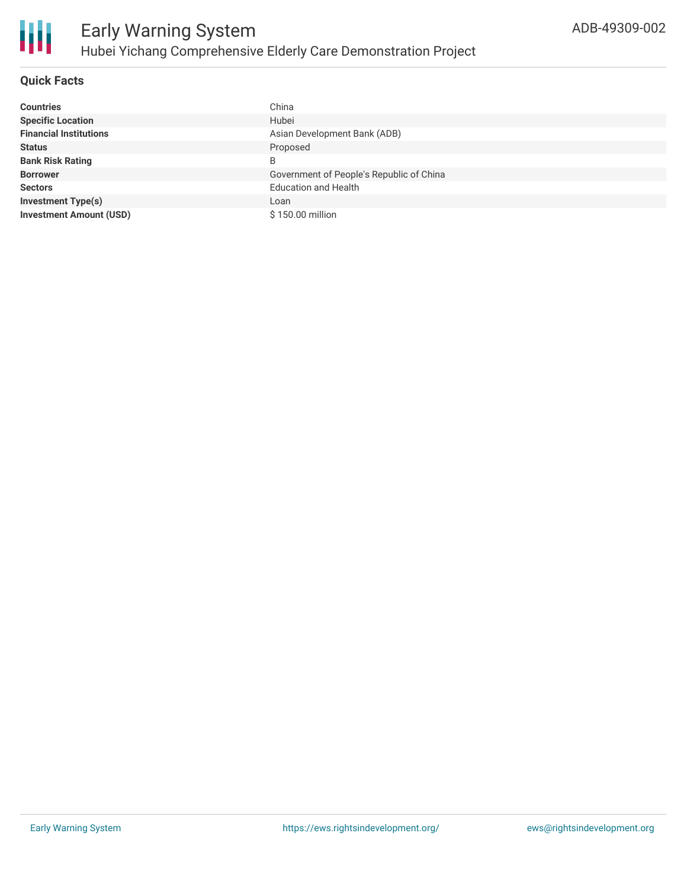# Early Warning System

## Hubei Yichang Comprehensive Elderly Care Demonstration Project

ADB-49309-002

### Quick Facts

| | |
|---|---|
| **Countries** | China |
| **Specific Location** | Hubei |
| **Financial Institutions** | Asian Development Bank (ADB) |
| **Status** | Proposed |
| **Bank Risk Rating** | B |
| **Borrower** | Government of People's Republic of China |
| **Sectors** | Education and Health |
| **Investment Type(s)** | Loan |
| **Investment Amount (USD)** | $ 150.00 million |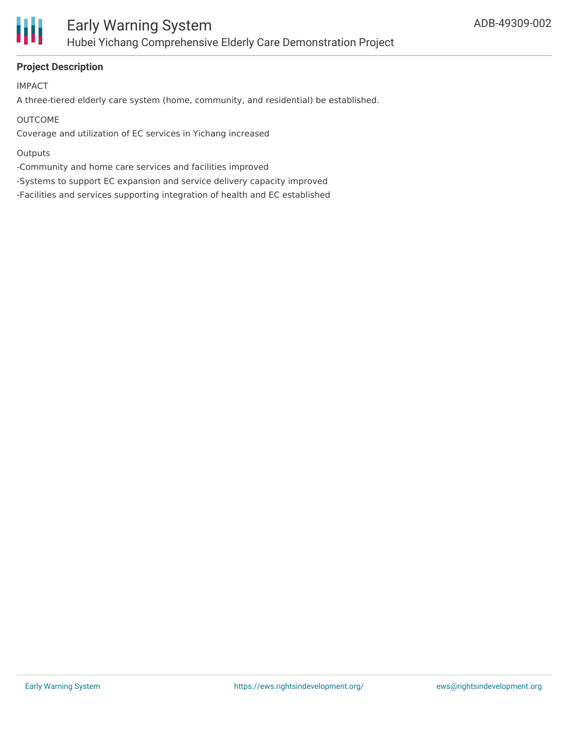## Project Description

IMPACT

A three-tiered elderly care system (home, community, and residential) be established.

OUTCOME

Coverage and utilization of EC services in Yichang increased

Outputs

-Community and home care services and facilities improved

-Systems to support EC expansion and service delivery capacity improved

-Facilities and services supporting integration of health and EC established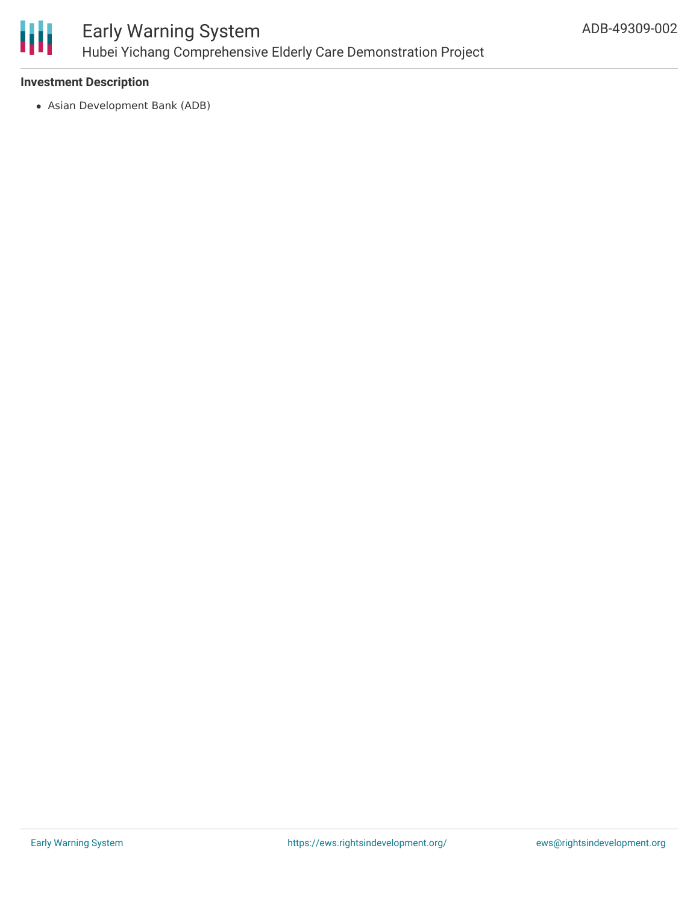**Investment Description**

- Asian Development Bank (ADB)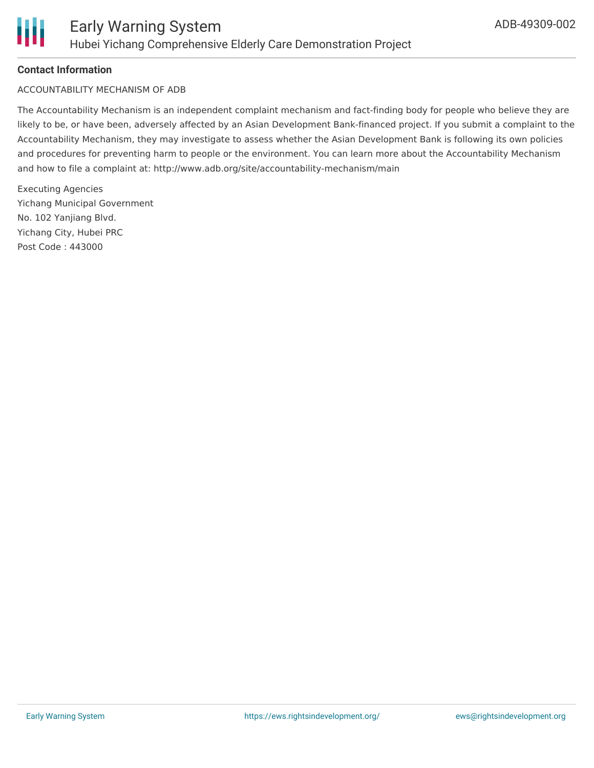**Contact Information**

ACCOUNTABILITY MECHANISM OF ADB

The Accountability Mechanism is an independent complaint mechanism and fact-finding body for people who believe they are likely to be, or have been, adversely affected by an Asian Development Bank-financed project. If you submit a complaint to the Accountability Mechanism, they may investigate to assess whether the Asian Development Bank is following its own policies and procedures for preventing harm to people or the environment. You can learn more about the Accountability Mechanism and how to file a complaint at: http://www.adb.org/site/accountability-mechanism/main

Executing Agencies
Yichang Municipal Government
No. 102 Yanjiang Blvd.
Yichang City, Hubei PRC
Post Code : 443000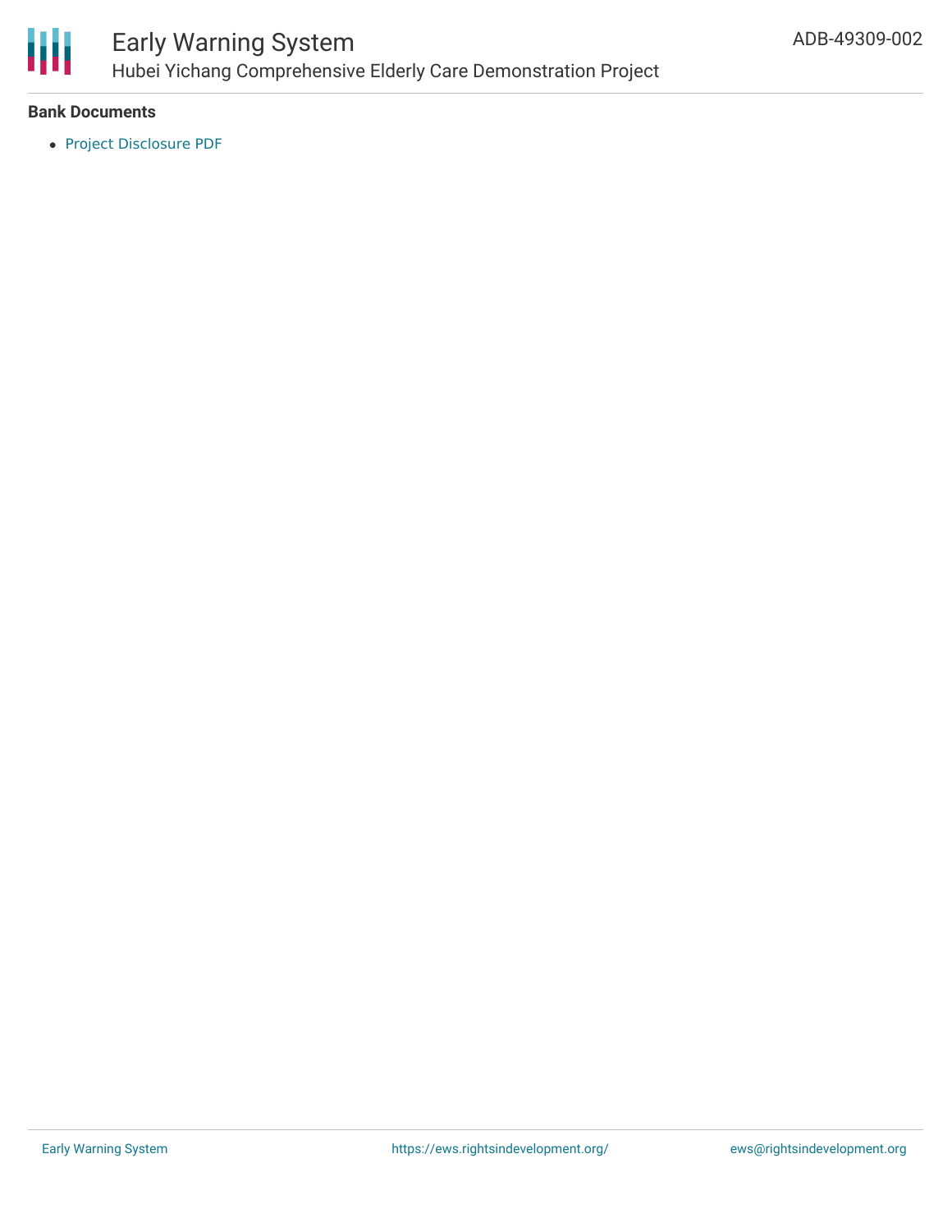## Bank Documents

- Project Disclosure PDF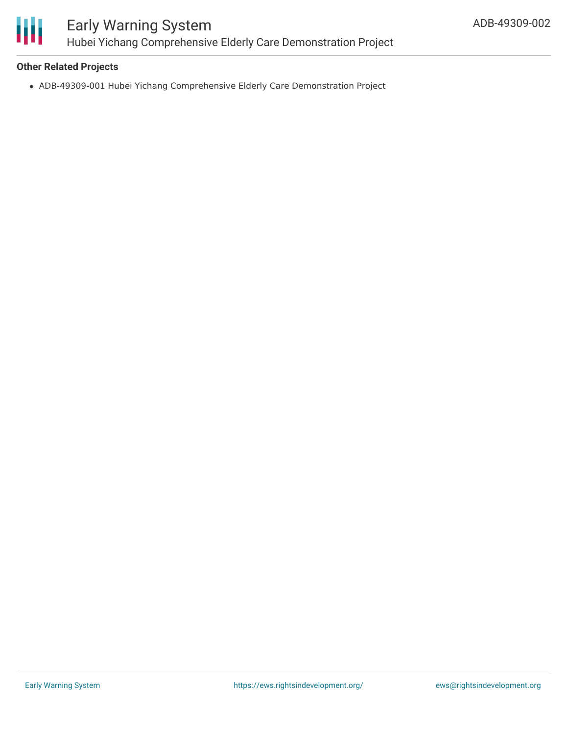**Other Related Projects**

- ADB-49309-001 Hubei Yichang Comprehensive Elderly Care Demonstration Project